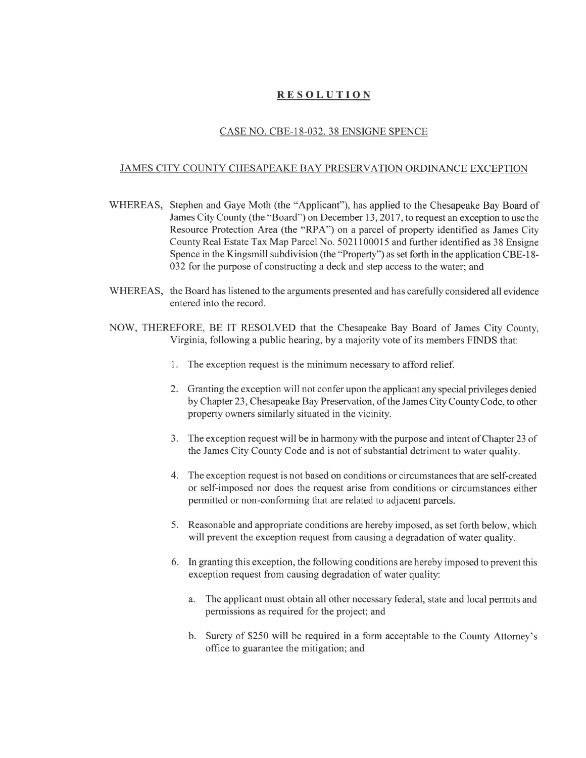# **RESOLUTION**

## CASE NO. CBE-18-032. 38 ENSIGNE SPENCE

## JAMES CITY COUNTY CHESAPEAKE BAY PRESERVATION ORDINANCE EXCEPTION

WHEREAS, Stephen and Gaye Moth (the "Applicant"), has applied to the Chesapeake Bay Board of James City County (the "Board") on December 13, 2017, to request an exception to use the Resource Protection Area (the "RPA") on a parcel of property identified as James City County Real Estate Tax Map Parcel No. 5021100015 and further identified as 38 Ensigne Spence in the Kingsmill subdivision (the "Property") as set forth in the application CBE-18-032 for the purpose of constructing a deck and step access to the water; and

WHEREAS, the Board has listened to the arguments presented and has carefully considered all evidence entered into the record.

NOW, THEREFORE, BE IT RESOLVED that the Chesapeake Bay Board of James City County, Virginia, following a public hearing, by a majority vote of its members FINDS that:

1. The exception request is the minimum necessary to afford relief.
2. Granting the exception will not confer upon the applicant any special privileges denied by Chapter 23, Chesapeake Bay Preservation, of the James City County Code, to other property owners similarly situated in the vicinity.
3. The exception request will be in harmony with the purpose and intent of Chapter 23 of the James City County Code and is not of substantial detriment to water quality.
4. The exception request is not based on conditions or circumstances that are self-created or self-imposed nor does the request arise from conditions or circumstances either permitted or non-conforming that are related to adjacent parcels.
5. Reasonable and appropriate conditions are hereby imposed, as set forth below, which will prevent the exception request from causing a degradation of water quality.
6. In granting this exception, the following conditions are hereby imposed to prevent this exception request from causing degradation of water quality:
   a. The applicant must obtain all other necessary federal, state and local permits and permissions as required for the project; and
   b. Surety of $250 will be required in a form acceptable to the County Attorney's office to guarantee the mitigation; and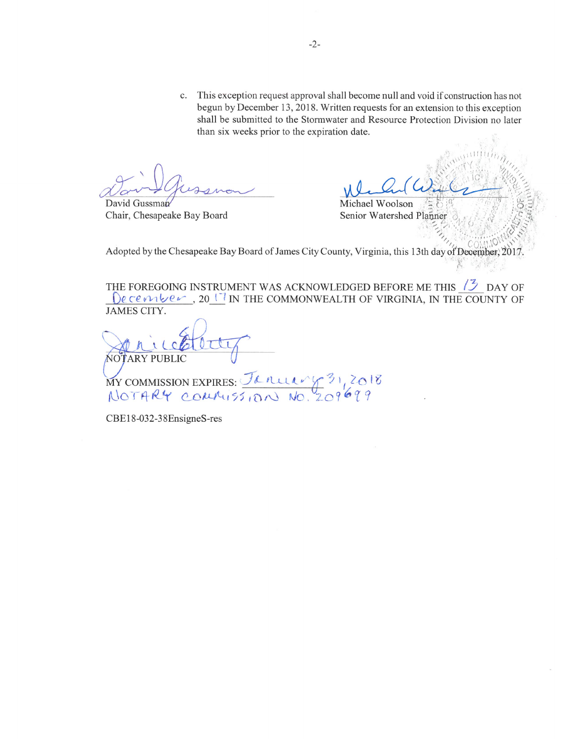c. This exception request approval shall become null and void if construction has not begun by December 13, 2018. Written requests for an extension to this exception shall be submitted to the Stormwater and Resource Protection Division no later than six weeks prior to the expiration date.

David Gussman
Chair, Chesapeake Bay Board

Michael Woolson
Senior Watershed Planner

Adopted by the Chesapeake Bay Board of James City County, Virginia, this 13th day of December, 2017.

THE FOREGOING INSTRUMENT WAS ACKNOWLEDGED BEFORE ME THIS 13 DAY OF December, 2017 IN THE COMMONWEALTH OF VIRGINIA, IN THE COUNTY OF JAMES CITY.

NOTARY PUBLIC

MY COMMISSION EXPIRES: January 31, 2018
NOTARY COMMISSION NO. 209699

CBE18-032-38EnsigneS-res